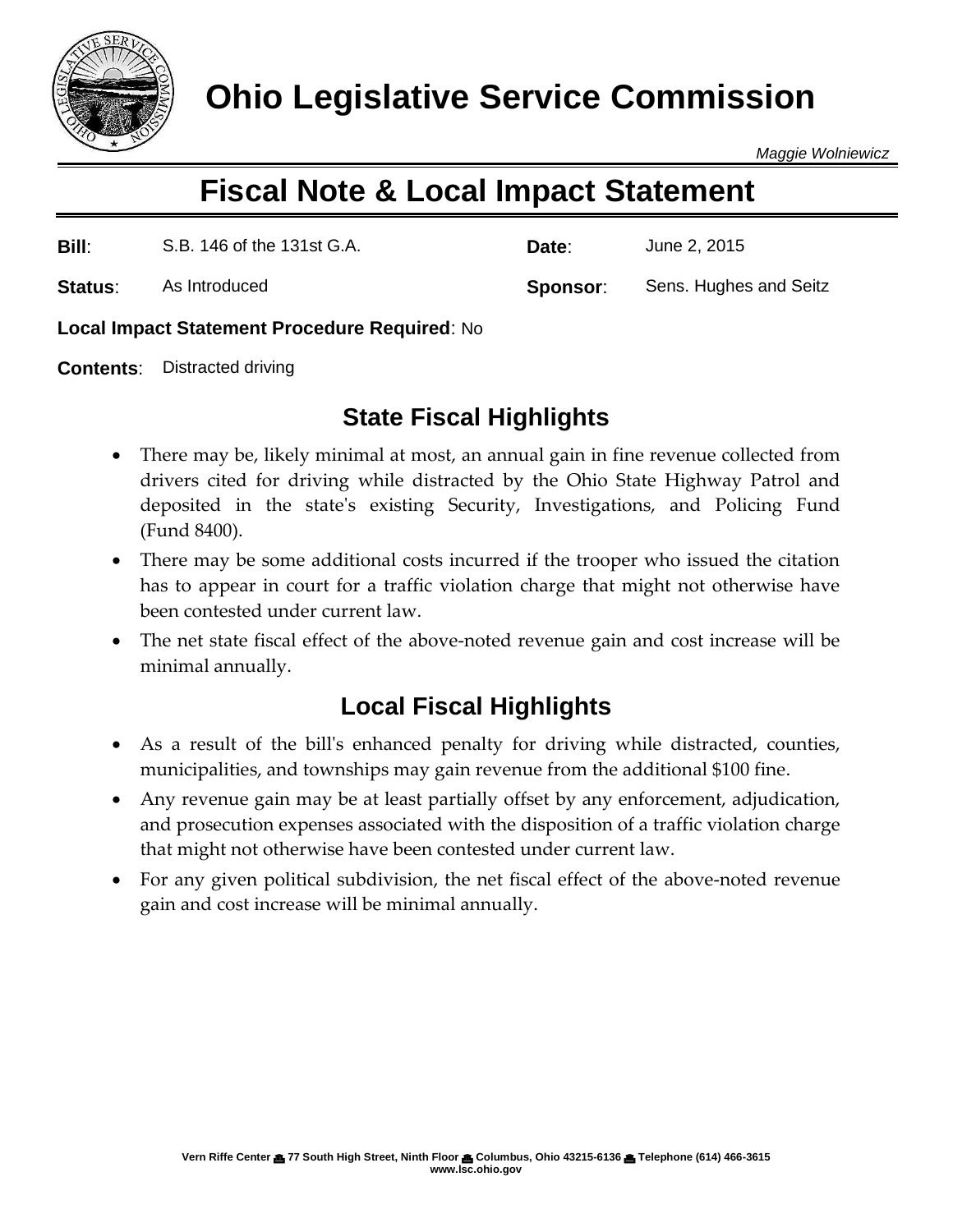# Ohio Legislative Service Commission

*Maggie Wolniewicz*

## Fiscal Note & Local Impact Statement

**Bill**: S.B. 146 of the 131st G.A.

**Date**: June 2, 2015

**Status**: As Introduced

**Sponsor**: Sens. Hughes and Seitz

**Local Impact Statement Procedure Required**: No

**Contents**: Distracted driving

### State Fiscal Highlights

- There may be, likely minimal at most, an annual gain in fine revenue collected from drivers cited for driving while distracted by the Ohio State Highway Patrol and deposited in the state's existing Security, Investigations, and Policing Fund (Fund 8400).
- There may be some additional costs incurred if the trooper who issued the citation has to appear in court for a traffic violation charge that might not otherwise have been contested under current law.
- The net state fiscal effect of the above-noted revenue gain and cost increase will be minimal annually.

### Local Fiscal Highlights

- As a result of the bill's enhanced penalty for driving while distracted, counties, municipalities, and townships may gain revenue from the additional $100 fine.
- Any revenue gain may be at least partially offset by any enforcement, adjudication, and prosecution expenses associated with the disposition of a traffic violation charge that might not otherwise have been contested under current law.
- For any given political subdivision, the net fiscal effect of the above-noted revenue gain and cost increase will be minimal annually.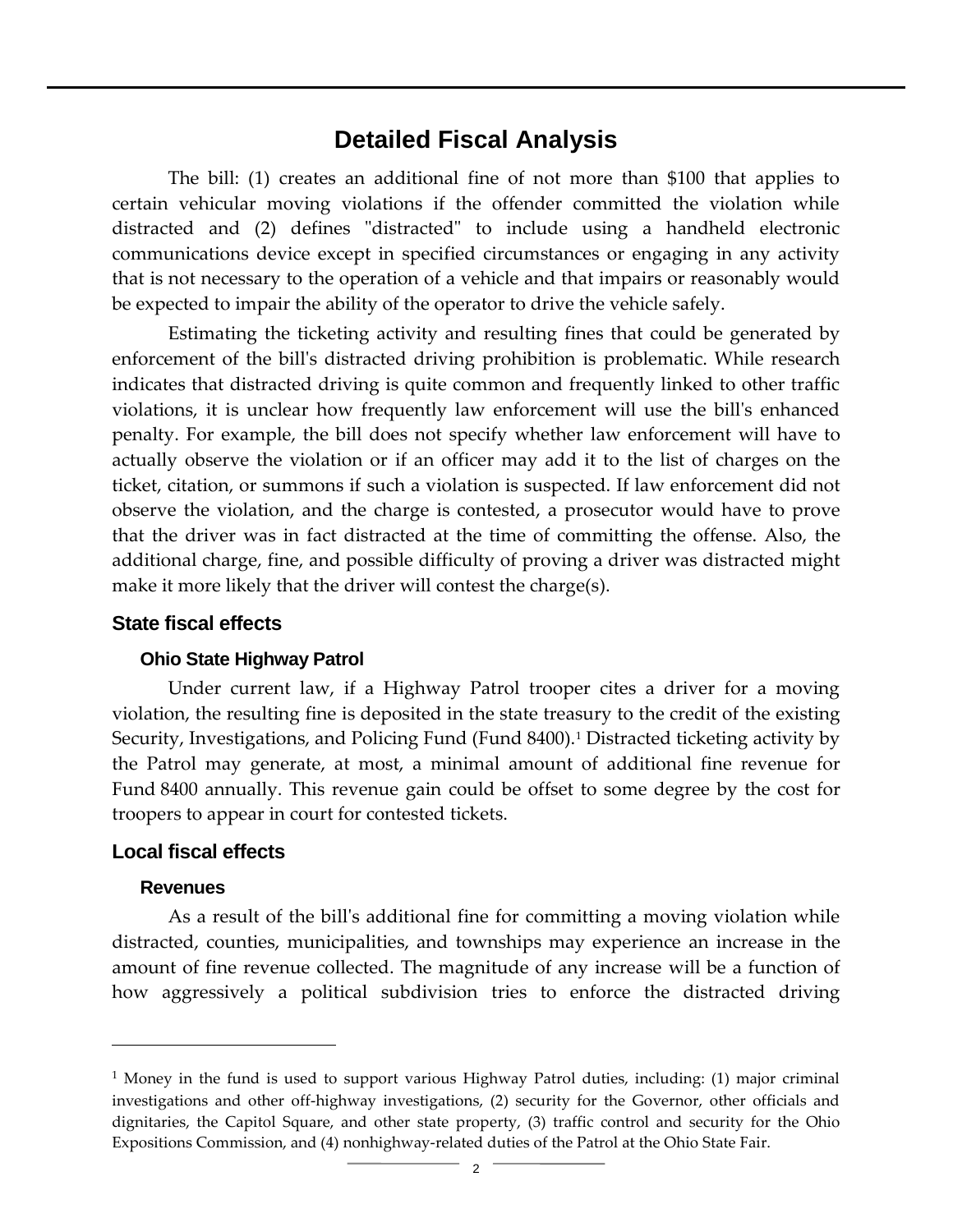# Detailed Fiscal Analysis

The bill: (1) creates an additional fine of not more than $100 that applies to certain vehicular moving violations if the offender committed the violation while distracted and (2) defines "distracted" to include using a handheld electronic communications device except in specified circumstances or engaging in any activity that is not necessary to the operation of a vehicle and that impairs or reasonably would be expected to impair the ability of the operator to drive the vehicle safely.

Estimating the ticketing activity and resulting fines that could be generated by enforcement of the bill's distracted driving prohibition is problematic. While research indicates that distracted driving is quite common and frequently linked to other traffic violations, it is unclear how frequently law enforcement will use the bill's enhanced penalty. For example, the bill does not specify whether law enforcement will have to actually observe the violation or if an officer may add it to the list of charges on the ticket, citation, or summons if such a violation is suspected. If law enforcement did not observe the violation, and the charge is contested, a prosecutor would have to prove that the driver was in fact distracted at the time of committing the offense. Also, the additional charge, fine, and possible difficulty of proving a driver was distracted might make it more likely that the driver will contest the charge(s).

## State fiscal effects

### Ohio State Highway Patrol

Under current law, if a Highway Patrol trooper cites a driver for a moving violation, the resulting fine is deposited in the state treasury to the credit of the existing Security, Investigations, and Policing Fund (Fund 8400).[1] Distracted ticketing activity by the Patrol may generate, at most, a minimal amount of additional fine revenue for Fund 8400 annually. This revenue gain could be offset to some degree by the cost for troopers to appear in court for contested tickets.

## Local fiscal effects

### Revenues

As a result of the bill's additional fine for committing a moving violation while distracted, counties, municipalities, and townships may experience an increase in the amount of fine revenue collected. The magnitude of any increase will be a function of how aggressively a political subdivision tries to enforce the distracted driving

---

[1] Money in the fund is used to support various Highway Patrol duties, including: (1) major criminal investigations and other off-highway investigations, (2) security for the Governor, other officials and dignitaries, the Capitol Square, and other state property, (3) traffic control and security for the Ohio Expositions Commission, and (4) nonhighway-related duties of the Patrol at the Ohio State Fair.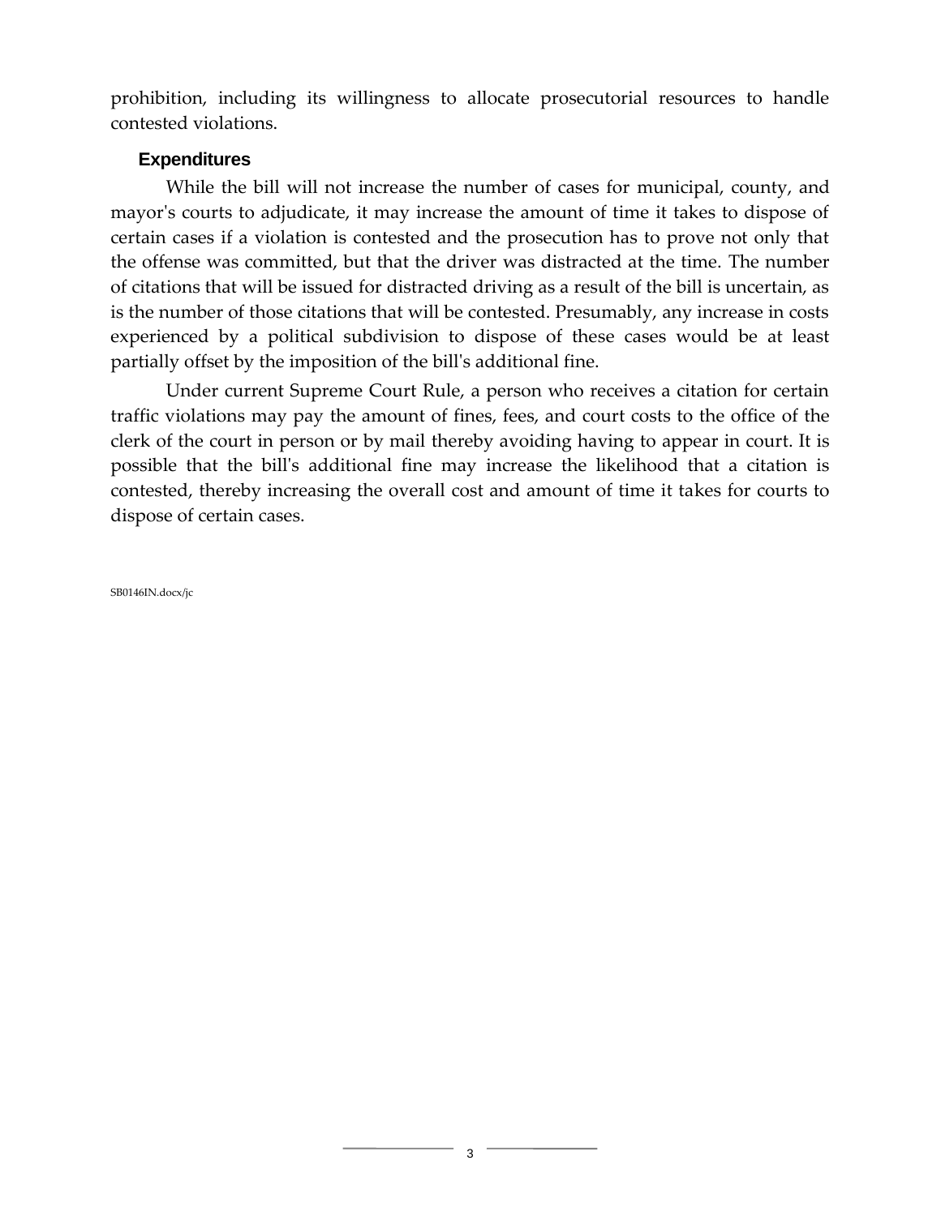prohibition, including its willingness to allocate prosecutorial resources to handle contested violations.

### Expenditures

While the bill will not increase the number of cases for municipal, county, and mayor's courts to adjudicate, it may increase the amount of time it takes to dispose of certain cases if a violation is contested and the prosecution has to prove not only that the offense was committed, but that the driver was distracted at the time. The number of citations that will be issued for distracted driving as a result of the bill is uncertain, as is the number of those citations that will be contested. Presumably, any increase in costs experienced by a political subdivision to dispose of these cases would be at least partially offset by the imposition of the bill's additional fine.

Under current Supreme Court Rule, a person who receives a citation for certain traffic violations may pay the amount of fines, fees, and court costs to the office of the clerk of the court in person or by mail thereby avoiding having to appear in court. It is possible that the bill's additional fine may increase the likelihood that a citation is contested, thereby increasing the overall cost and amount of time it takes for courts to dispose of certain cases.

SB0146IN.docx/jc